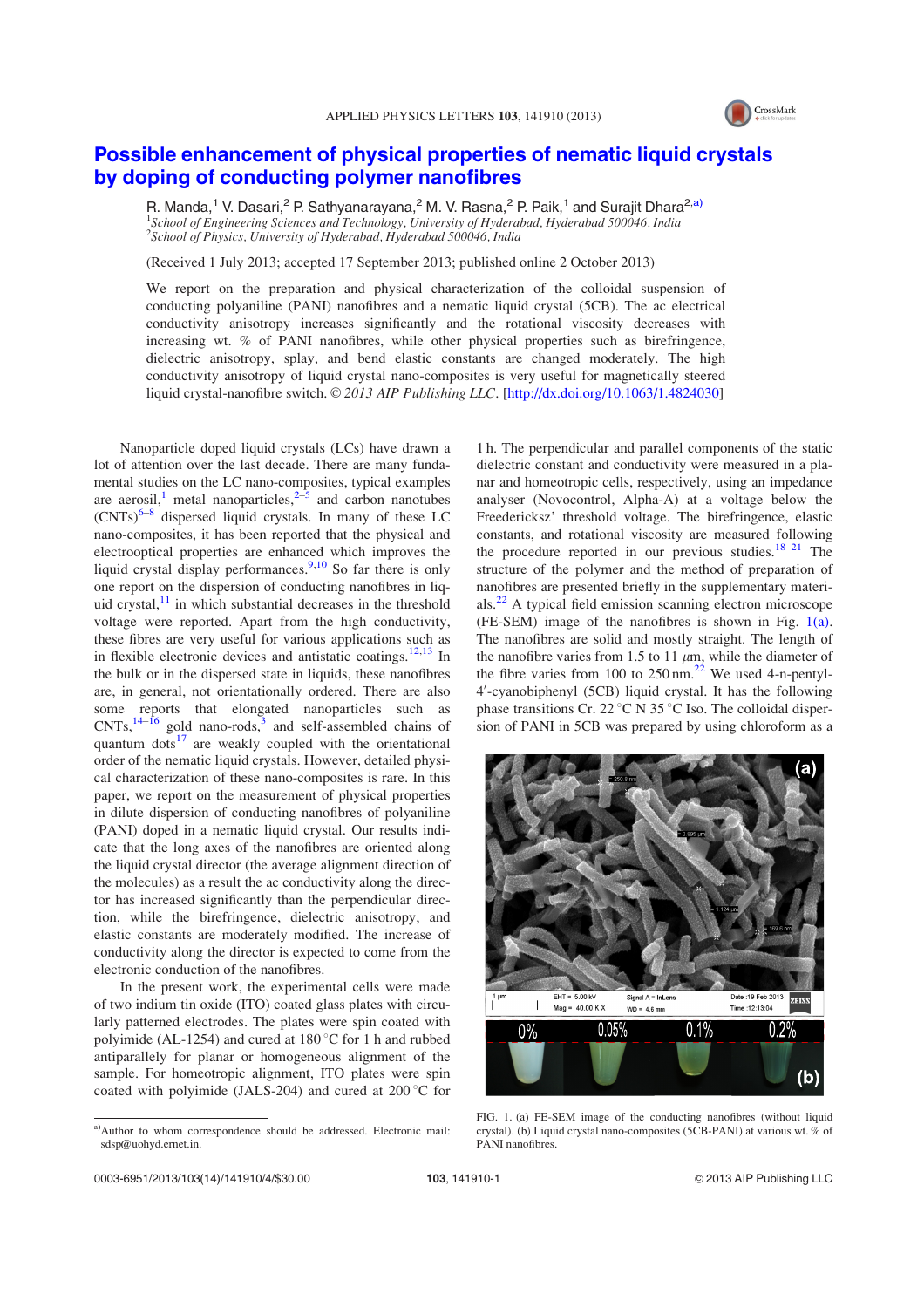# Possible enhancement of physical properties of nematic liquid crystals by doping of conducting polymer nanofibres

R. Manda,[1] V. Dasari,[2] P. Sathyanarayana,[2] M. V. Rasna,[2] P. Paik,[1] and Surajit Dhara[2,a)]

[1]*School of Engineering Sciences and Technology, University of Hyderabad, Hyderabad 500046, India*
[2]*School of Physics, University of Hyderabad, Hyderabad 500046, India*

(Received 1 July 2013; accepted 17 September 2013; published online 2 October 2013)

We report on the preparation and physical characterization of the colloidal suspension of conducting polyaniline (PANI) nanofibres and a nematic liquid crystal (5CB). The ac electrical conductivity anisotropy increases significantly and the rotational viscosity decreases with increasing wt. % of PANI nanofibres, while other physical properties such as birefringence, dielectric anisotropy, splay, and bend elastic constants are changed moderately. The high conductivity anisotropy of liquid crystal nano-composites is very useful for magnetically steered liquid crystal-nanofibre switch. © *2013 AIP Publishing LLC*. [http://dx.doi.org/10.1063/1.4824030]

Nanoparticle doped liquid crystals (LCs) have drawn a lot of attention over the last decade. There are many fundamental studies on the LC nano-composites, typical examples are aerosil,[1] metal nanoparticles,[2–5] and carbon nanotubes (CNTs)[6–8] dispersed liquid crystals. In many of these LC nano-composites, it has been reported that the physical and electrooptical properties are enhanced which improves the liquid crystal display performances.[9,10] So far there is only one report on the dispersion of conducting nanofibres in liquid crystal,[11] in which substantial decreases in the threshold voltage were reported. Apart from the high conductivity, these fibres are very useful for various applications such as in flexible electronic devices and antistatic coatings.[12,13] In the bulk or in the dispersed state in liquids, these nanofibres are, in general, not orientationally ordered. There are also some reports that elongated nanoparticles such as CNTs,[14–16] gold nano-rods,[3] and self-assembled chains of quantum dots[17] are weakly coupled with the orientational order of the nematic liquid crystals. However, detailed physical characterization of these nano-composites is rare. In this paper, we report on the measurement of physical properties in dilute dispersion of conducting nanofibres of polyaniline (PANI) doped in a nematic liquid crystal. Our results indicate that the long axes of the nanofibres are oriented along the liquid crystal director (the average alignment direction of the molecules) as a result the ac conductivity along the director has increased significantly than the perpendicular direction, while the birefringence, dielectric anisotropy, and elastic constants are moderately modified. The increase of conductivity along the director is expected to come from the electronic conduction of the nanofibres.

In the present work, the experimental cells were made of two indium tin oxide (ITO) coated glass plates with circularly patterned electrodes. The plates were spin coated with polyimide (AL-1254) and cured at 180 °C for 1 h and rubbed antiparallely for planar or homogeneous alignment of the sample. For homeotropic alignment, ITO plates were spin coated with polyimide (JALS-204) and cured at 200 °C for 1 h. The perpendicular and parallel components of the static dielectric constant and conductivity were measured in a planar and homeotropic cells, respectively, using an impedance analyser (Novocontrol, Alpha-A) at a voltage below the Freedericksz' threshold voltage. The birefringence, elastic constants, and rotational viscosity are measured following the procedure reported in our previous studies.[18–21] The structure of the polymer and the method of preparation of nanofibres are presented briefly in the supplementary materials.[22] A typical field emission scanning electron microscope (FE-SEM) image of the nanofibres is shown in Fig. 1(a). The nanofibres are solid and mostly straight. The length of the nanofibre varies from 1.5 to 11 $\mu$m, while the diameter of the fibre varies from 100 to 250 nm.[22] We used 4-n-pentyl-4′-cyanobiphenyl (5CB) liquid crystal. It has the following phase transitions Cr. 22 °C N 35 °C Iso. The colloidal dispersion of PANI in 5CB was prepared by using chloroform as a

FIG. 1. (a) FE-SEM image of the conducting nanofibres (without liquid crystal). (b) Liquid crystal nano-composites (5CB-PANI) at various wt. % of PANI nanofibres.

[a)]Author to whom correspondence should be addressed. Electronic mail: sdsp@uohyd.ernet.in.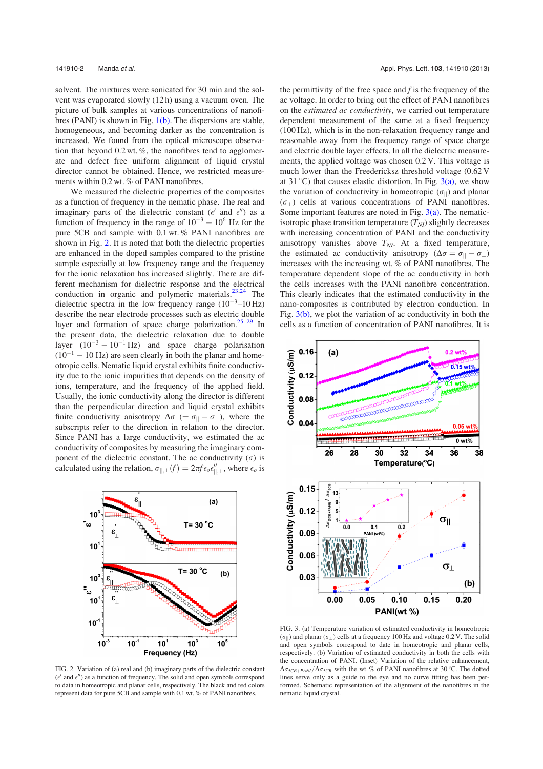solvent. The mixtures were sonicated for 30 min and the solvent was evaporated slowly (12 h) using a vacuum oven. The picture of bulk samples at various concentrations of nanofibres (PANI) is shown in Fig. 1(b). The dispersions are stable, homogeneous, and becoming darker as the concentration is increased. We found from the optical microscope observation that beyond 0.2 wt. %, the nanofibres tend to agglomerate and defect free uniform alignment of liquid crystal director cannot be obtained. Hence, we restricted measurements within 0.2 wt. % of PANI nanofibres.

We measured the dielectric properties of the composites as a function of frequency in the nematic phase. The real and imaginary parts of the dielectric constant ($\epsilon'$ and $\epsilon''$) as a function of frequency in the range of $10^{-3}-10^{6}$ Hz for the pure 5CB and sample with 0.1 wt. % PANI nanofibres are shown in Fig. 2. It is noted that both the dielectric properties are enhanced in the doped samples compared to the pristine sample especially at low frequency range and the frequency for the ionic relaxation has increased slightly. There are different mechanism for dielectric response and the electrical conduction in organic and polymeric materials.[23,24] The dielectric spectra in the low frequency range ($10^{-3}$–10 Hz) describe the near electrode processes such as electric double layer and formation of space charge polarization.[25–29] In the present data, the dielectric relaxation due to double layer ($10^{-3}-10^{-1}$ Hz) and space charge polarisation ($10^{-1}$ – 10 Hz) are seen clearly in both the planar and homeotropic cells. Nematic liquid crystal exhibits finite conductivity due to the ionic impurities that depends on the density of ions, temperature, and the frequency of the applied field. Usually, the ionic conductivity along the director is different than the perpendicular direction and liquid crystal exhibits finite conductivity anisotropy $\Delta\sigma$ $(=\sigma_{\|}-\sigma_{\perp})$, where the subscripts refer to the direction in relation to the director. Since PANI has a large conductivity, we estimated the ac conductivity of composites by measuring the imaginary component of the dielectric constant. The ac conductivity ($\sigma$) is calculated using the relation, $\sigma_{\|,\perp}(f)=2\pi f\epsilon_o\epsilon''_{\|,\perp}$, where $\epsilon_o$ is the permittivity of the free space and $f$ is the frequency of the ac voltage. In order to bring out the effect of PANI nanofibres on the *estimated ac conductivity*, we carried out temperature dependent measurement of the same at a fixed frequency (100 Hz), which is in the non-relaxation frequency range and reasonable away from the frequency range of space charge and electric double layer effects. In all the dielectric measurements, the applied voltage was chosen 0.2 V. This voltage is much lower than the Freedericksz threshold voltage (0.62 V at 31 °C) that causes elastic distortion. In Fig. 3(a), we show the variation of conductivity in homeotropic ($\sigma_{\|}$) and planar ($\sigma_{\perp}$) cells at various concentrations of PANI nanofibres. Some important features are noted in Fig. 3(a). The nematic-isotropic phase transition temperature ($T_{NI}$) slightly decreases with increasing concentration of PANI and the conductivity anisotropy vanishes above $T_{NI}$. At a fixed temperature, the estimated ac conductivity anisotropy $(\Delta\sigma=\sigma_{\|}-\sigma_{\perp})$ increases with the increasing wt. % of PANI nanofibres. The temperature dependent slope of the ac conductivity in both the cells increases with the PANI nanofibre concentration. This clearly indicates that the estimated conductivity in the nano-composites is contributed by electron conduction. In Fig. 3(b), we plot the variation of ac conductivity in both the cells as a function of concentration of PANI nanofibres. It is

FIG. 2. Variation of (a) real and (b) imaginary parts of the dielectric constant ($\epsilon'$ and $\epsilon''$) as a function of frequency. The solid and open symbols correspond to data in homeotropic and planar cells, respectively. The black and red colors represent data for pure 5CB and sample with 0.1 wt. % of PANI nanofibres.

FIG. 3. (a) Temperature variation of estimated conductivity in homeotropic ($\sigma_{\|}$) and planar ($\sigma_{\perp}$) cells at a frequency 100 Hz and voltage 0.2 V. The solid and open symbols correspond to date in homeotropic and planar cells, respectively. (b) Variation of estimated conductivity in both the cells with the concentration of PANI. (Inset) Variation of the relative enhancement, $\Delta\sigma_{5CB+PANI}/\Delta\sigma_{5CB}$ with the wt. % of PANI nanofibres at 30 °C. The dotted lines serve only as a guide to the eye and no curve fitting has been performed. Schematic representation of the alignment of the nanofibres in the nematic liquid crystal.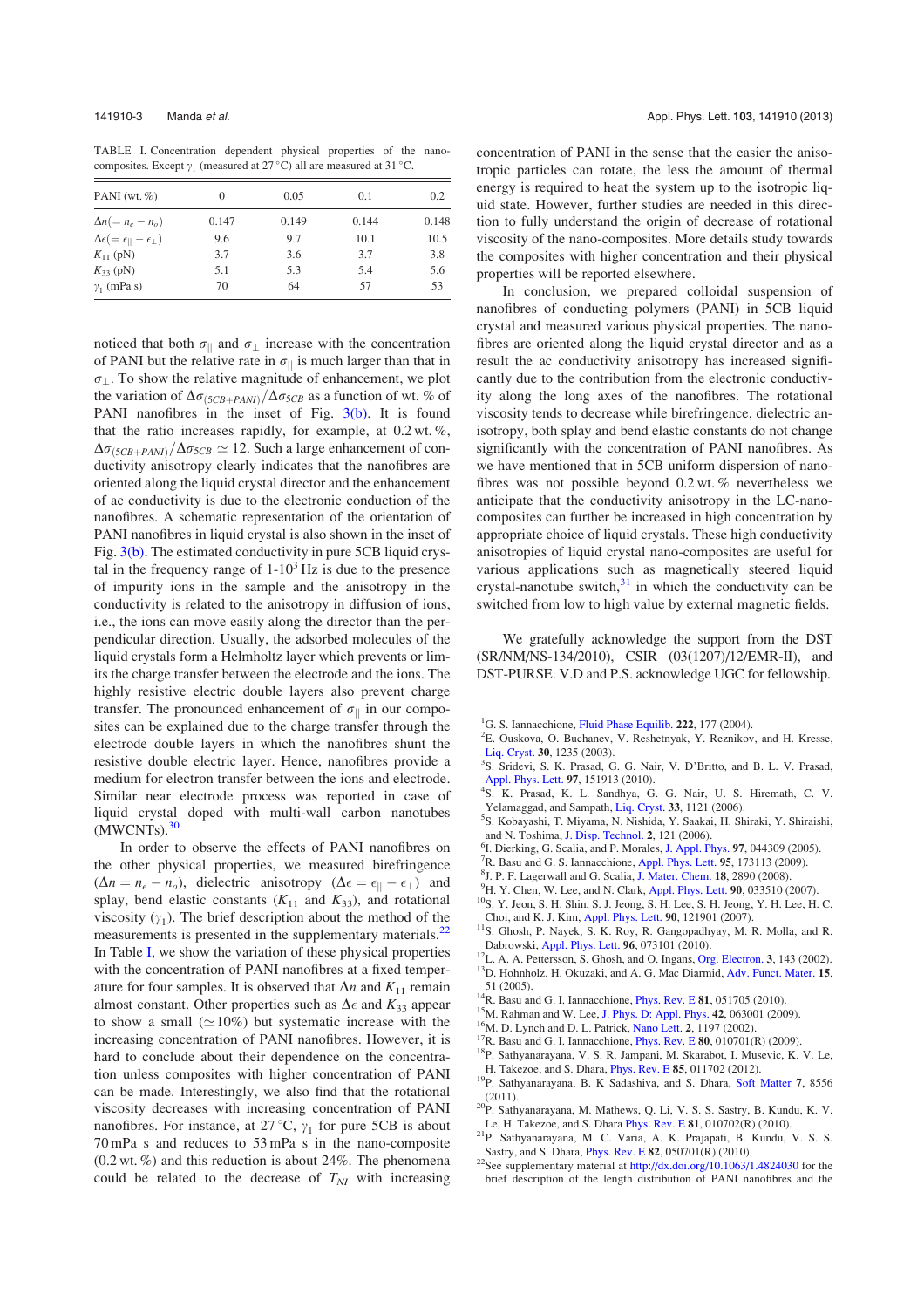TABLE I. Concentration dependent physical properties of the nano-composites. Except $\gamma_1$ (measured at 27 °C) all are measured at 31 °C.

| PANI (wt. %) | 0 | 0.05 | 0.1 | 0.2 |
|---|---|---|---|---|
| $\Delta n (= n_e - n_o)$ | 0.147 | 0.149 | 0.144 | 0.148 |
| $\Delta\epsilon (= \epsilon_{\parallel} - \epsilon_{\perp})$ | 9.6 | 9.7 | 10.1 | 10.5 |
| $K_{11}$ (pN) | 3.7 | 3.6 | 3.7 | 3.8 |
| $K_{33}$ (pN) | 5.1 | 5.3 | 5.4 | 5.6 |
| $\gamma_1$ (mPa s) | 70 | 64 | 57 | 53 |

noticed that both $\sigma_{\parallel}$ and $\sigma_{\perp}$ increase with the concentration of PANI but the relative rate in $\sigma_{\parallel}$ is much larger than that in $\sigma_{\perp}$. To show the relative magnitude of enhancement, we plot the variation of $\Delta\sigma_{(5CB+PANI)}/\Delta\sigma_{5CB}$ as a function of wt. % of PANI nanofibres in the inset of Fig. 3(b). It is found that the ratio increases rapidly, for example, at 0.2 wt. %, $\Delta\sigma_{(5CB+PANI)}/\Delta\sigma_{5CB} \simeq 12$. Such a large enhancement of conductivity anisotropy clearly indicates that the nanofibres are oriented along the liquid crystal director and the enhancement of ac conductivity is due to the electronic conduction of the nanofibres. A schematic representation of the orientation of PANI nanofibres in liquid crystal is also shown in the inset of Fig. 3(b). The estimated conductivity in pure 5CB liquid crystal in the frequency range of 1-$10^3$ Hz is due to the presence of impurity ions in the sample and the anisotropy in the conductivity is related to the anisotropy in diffusion of ions, i.e., the ions can move easily along the director than the perpendicular direction. Usually, the adsorbed molecules of the liquid crystals form a Helmholtz layer which prevents or limits the charge transfer between the electrode and the ions. The highly resistive electric double layers also prevent charge transfer. The pronounced enhancement of $\sigma_{\parallel}$ in our composites can be explained due to the charge transfer through the electrode double layers in which the nanofibres shunt the resistive double electric layer. Hence, nanofibres provide a medium for electron transfer between the ions and electrode. Similar near electrode process was reported in case of liquid crystal doped with multi-wall carbon nanotubes (MWCNTs).[30]

In order to observe the effects of PANI nanofibres on the other physical properties, we measured birefringence ($\Delta n = n_e - n_o$), dielectric anisotropy ($\Delta\epsilon = \epsilon_{\parallel} - \epsilon_{\perp}$) and splay, bend elastic constants ($K_{11}$ and $K_{33}$), and rotational viscosity ($\gamma_1$). The brief description about the method of the measurements is presented in the supplementary materials.[22] In Table I, we show the variation of these physical properties with the concentration of PANI nanofibres at a fixed temperature for four samples. It is observed that $\Delta n$ and $K_{11}$ remain almost constant. Other properties such as $\Delta\epsilon$ and $K_{33}$ appear to show a small ($\simeq 10\%$) but systematic increase with the increasing concentration of PANI nanofibres. However, it is hard to conclude about their dependence on the concentration unless composites with higher concentration of PANI can be made. Interestingly, we also find that the rotational viscosity decreases with increasing concentration of PANI nanofibres. For instance, at 27 °C, $\gamma_1$ for pure 5CB is about 70 mPa s and reduces to 53 mPa s in the nano-composite (0.2 wt. %) and this reduction is about 24%. The phenomena could be related to the decrease of $T_{NI}$ with increasing concentration of PANI in the sense that the easier the anisotropic particles can rotate, the less the amount of thermal energy is required to heat the system up to the isotropic liquid state. However, further studies are needed in this direction to fully understand the origin of decrease of rotational viscosity of the nano-composites. More details study towards the composites with higher concentration and their physical properties will be reported elsewhere.

In conclusion, we prepared colloidal suspension of nanofibres of conducting polymers (PANI) in 5CB liquid crystal and measured various physical properties. The nanofibres are oriented along the liquid crystal director and as a result the ac conductivity anisotropy has increased significantly due to the contribution from the electronic conductivity along the long axes of the nanofibres. The rotational viscosity tends to decrease while birefringence, dielectric anisotropy, both splay and bend elastic constants do not change significantly with the concentration of PANI nanofibres. As we have mentioned that in 5CB uniform dispersion of nanofibres was not possible beyond 0.2 wt. % nevertheless we anticipate that the conductivity anisotropy in the LC-nanocomposites can further be increased in high concentration by appropriate choice of liquid crystals. These high conductivity anisotropies of liquid crystal nano-composites are useful for various applications such as magnetically steered liquid crystal-nanotube switch,[31] in which the conductivity can be switched from low to high value by external magnetic fields.

We gratefully acknowledge the support from the DST (SR/NM/NS-134/2010), CSIR (03(1207)/12/EMR-II), and DST-PURSE. V.D and P.S. acknowledge UGC for fellowship.

[1] G. S. Iannacchione, Fluid Phase Equilib. **222**, 177 (2004).
[2] E. Ouskova, O. Buchanev, V. Reshetnyak, Y. Reznikov, and H. Kresse, Liq. Cryst. **30**, 1235 (2003).
[3] S. Sridevi, S. K. Prasad, G. G. Nair, V. D'Britto, and B. L. V. Prasad, Appl. Phys. Lett. **97**, 151913 (2010).
[4] S. K. Prasad, K. L. Sandhya, G. G. Nair, U. S. Hiremath, C. V. Yelamaggad, and Sampath, Liq. Cryst. **33**, 1121 (2006).
[5] S. Kobayashi, T. Miyama, N. Nishida, Y. Saakai, H. Shiraki, Y. Shiraishi, and N. Toshima, J. Disp. Technol. **2**, 121 (2006).
[6] I. Dierking, G. Scalia, and P. Morales, J. Appl. Phys. **97**, 044309 (2005).
[7] R. Basu and G. S. Iannacchione, Appl. Phys. Lett. **95**, 173113 (2009).
[8] J. P. F. Lagerwall and G. Scalia, J. Mater. Chem. **18**, 2890 (2008).
[9] H. Y. Chen, W. Lee, and N. Clark, Appl. Phys. Lett. **90**, 033510 (2007).
[10] S. Y. Jeon, S. H. Shin, S. J. Jeong, S. H. Lee, S. H. Jeong, Y. H. Lee, H. C. Choi, and K. J. Kim, Appl. Phys. Lett. **90**, 121901 (2007).
[11] S. Ghosh, P. Nayek, S. K. Roy, R. Gangopadhyay, M. R. Molla, and R. Dabrowski, Appl. Phys. Lett. **96**, 073101 (2010).
[12] L. A. A. Pettersson, S. Ghosh, and O. Ingans, Org. Electron. **3**, 143 (2002).
[13] D. Hohnholz, H. Okuzaki, and A. G. Mac Diarmid, Adv. Funct. Mater. **15**, 51 (2005).
[14] R. Basu and G. I. Iannacchione, Phys. Rev. E **81**, 051705 (2010).
[15] M. Rahman and W. Lee, J. Phys. D: Appl. Phys. **42**, 063001 (2009).
[16] M. D. Lynch and D. L. Patrick, Nano Lett. **2**, 1197 (2002).
[17] R. Basu and G. I. Iannacchione, Phys. Rev. E **80**, 010701(R) (2009).
[18] P. Sathyanarayana, V. S. R. Jampani, M. Skarabot, I. Musevic, K. V. Le, H. Takezoe, and S. Dhara, Phys. Rev. E **85**, 011702 (2012).
[19] P. Sathyanarayana, B. K Sadashiva, and S. Dhara, Soft Matter **7**, 8556 (2011).
[20] P. Sathyanarayana, M. Mathews, Q. Li, V. S. S. Sastry, B. Kundu, K. V. Le, H. Takezoe, and S. Dhara Phys. Rev. E **81**, 010702(R) (2010).
[21] P. Sathyanarayana, M. C. Varia, A. K. Prajapati, B. Kundu, V. S. S. Sastry, and S. Dhara, Phys. Rev. E **82**, 050701(R) (2010).
[22] See supplementary material at http://dx.doi.org/10.1063/1.4824030 for the brief description of the length distribution of PANI nanofibres and the